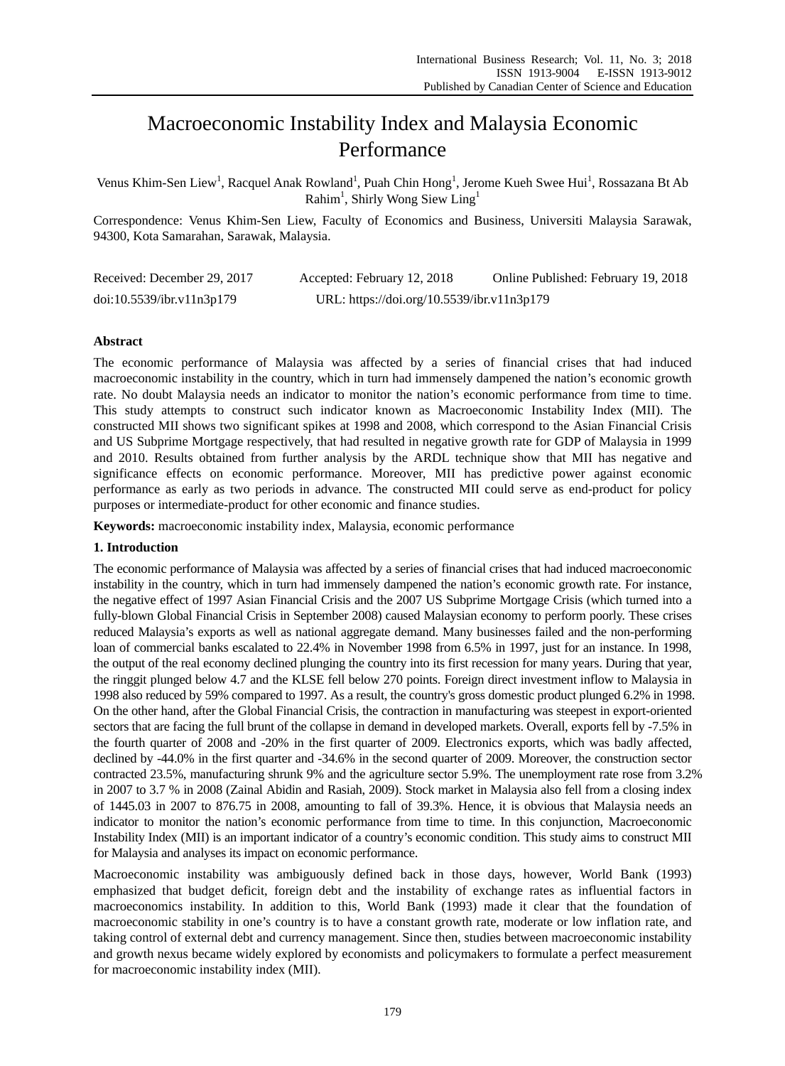# Macroeconomic Instability Index and Malaysia Economic Performance

Venus Khim-Sen Liew[1], Racquel Anak Rowland[1], Puah Chin Hong[1], Jerome Kueh Swee Hui[1], Rossazana Bt Ab Rahim[1], Shirly Wong Siew Ling[1]

Correspondence: Venus Khim-Sen Liew, Faculty of Economics and Business, Universiti Malaysia Sarawak, 94300, Kota Samarahan, Sarawak, Malaysia.

Received: December 29, 2017 Accepted: February 12, 2018 Online Published: February 19, 2018

doi:10.5539/ibr.v11n3p179 URL: https://doi.org/10.5539/ibr.v11n3p179

## Abstract

The economic performance of Malaysia was affected by a series of financial crises that had induced macroeconomic instability in the country, which in turn had immensely dampened the nation's economic growth rate. No doubt Malaysia needs an indicator to monitor the nation's economic performance from time to time. This study attempts to construct such indicator known as Macroeconomic Instability Index (MII). The constructed MII shows two significant spikes at 1998 and 2008, which correspond to the Asian Financial Crisis and US Subprime Mortgage respectively, that had resulted in negative growth rate for GDP of Malaysia in 1999 and 2010. Results obtained from further analysis by the ARDL technique show that MII has negative and significance effects on economic performance. Moreover, MII has predictive power against economic performance as early as two periods in advance. The constructed MII could serve as end-product for policy purposes or intermediate-product for other economic and finance studies.

**Keywords:** macroeconomic instability index, Malaysia, economic performance

## 1. Introduction

The economic performance of Malaysia was affected by a series of financial crises that had induced macroeconomic instability in the country, which in turn had immensely dampened the nation's economic growth rate. For instance, the negative effect of 1997 Asian Financial Crisis and the 2007 US Subprime Mortgage Crisis (which turned into a fully-blown Global Financial Crisis in September 2008) caused Malaysian economy to perform poorly. These crises reduced Malaysia's exports as well as national aggregate demand. Many businesses failed and the non-performing loan of commercial banks escalated to 22.4% in November 1998 from 6.5% in 1997, just for an instance. In 1998, the output of the real economy declined plunging the country into its first recession for many years. During that year, the ringgit plunged below 4.7 and the KLSE fell below 270 points. Foreign direct investment inflow to Malaysia in 1998 also reduced by 59% compared to 1997. As a result, the country's gross domestic product plunged 6.2% in 1998. On the other hand, after the Global Financial Crisis, the contraction in manufacturing was steepest in export-oriented sectors that are facing the full brunt of the collapse in demand in developed markets. Overall, exports fell by -7.5% in the fourth quarter of 2008 and -20% in the first quarter of 2009. Electronics exports, which was badly affected, declined by -44.0% in the first quarter and -34.6% in the second quarter of 2009. Moreover, the construction sector contracted 23.5%, manufacturing shrunk 9% and the agriculture sector 5.9%. The unemployment rate rose from 3.2% in 2007 to 3.7 % in 2008 (Zainal Abidin and Rasiah, 2009). Stock market in Malaysia also fell from a closing index of 1445.03 in 2007 to 876.75 in 2008, amounting to fall of 39.3%. Hence, it is obvious that Malaysia needs an indicator to monitor the nation's economic performance from time to time. In this conjunction, Macroeconomic Instability Index (MII) is an important indicator of a country's economic condition. This study aims to construct MII for Malaysia and analyses its impact on economic performance.

Macroeconomic instability was ambiguously defined back in those days, however, World Bank (1993) emphasized that budget deficit, foreign debt and the instability of exchange rates as influential factors in macroeconomics instability. In addition to this, World Bank (1993) made it clear that the foundation of macroeconomic stability in one's country is to have a constant growth rate, moderate or low inflation rate, and taking control of external debt and currency management. Since then, studies between macroeconomic instability and growth nexus became widely explored by economists and policymakers to formulate a perfect measurement for macroeconomic instability index (MII).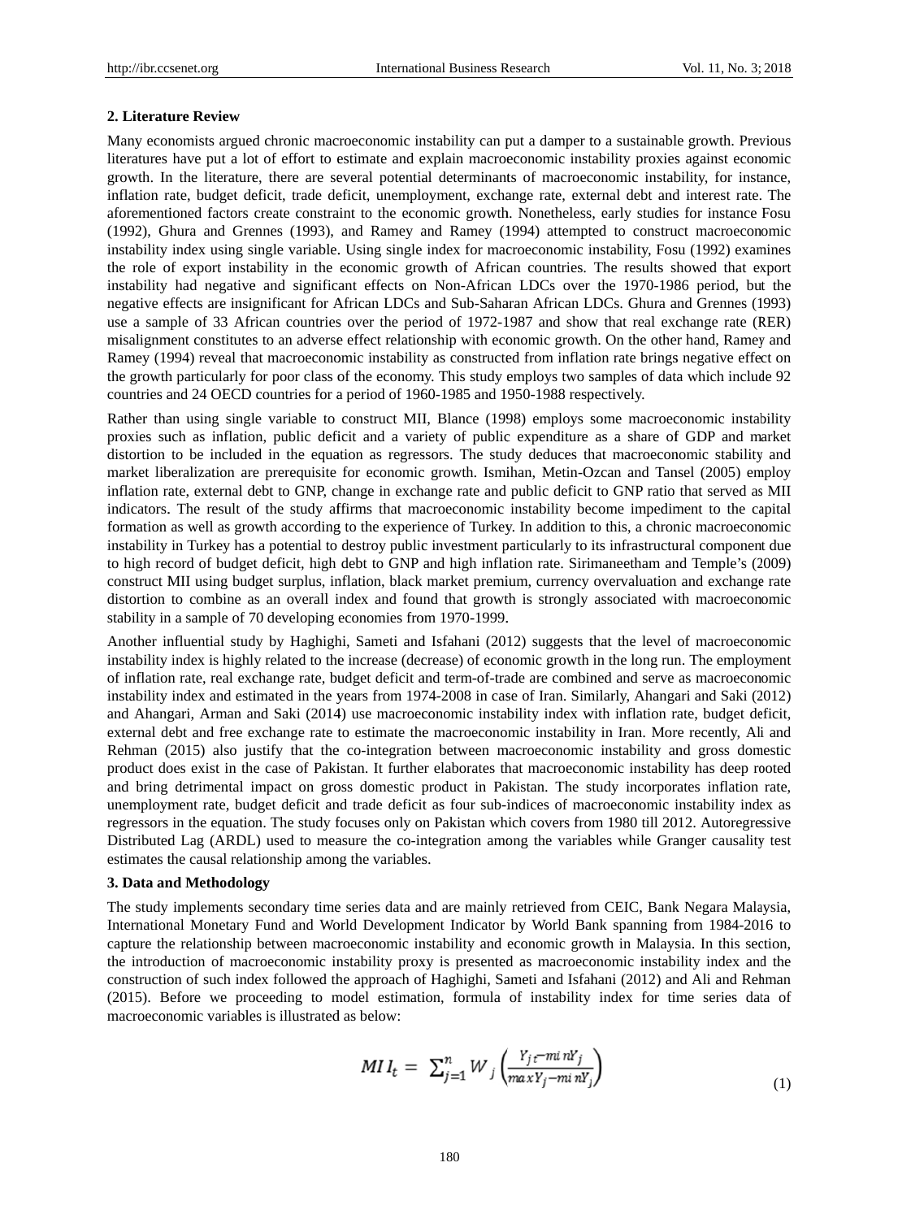## 2. Literature Review

Many economists argued chronic macroeconomic instability can put a damper to a sustainable growth. Previous literatures have put a lot of effort to estimate and explain macroeconomic instability proxies against economic growth. In the literature, there are several potential determinants of macroeconomic instability, for instance, inflation rate, budget deficit, trade deficit, unemployment, exchange rate, external debt and interest rate. The aforementioned factors create constraint to the economic growth. Nonetheless, early studies for instance Fosu (1992), Ghura and Grennes (1993), and Ramey and Ramey (1994) attempted to construct macroeconomic instability index using single variable. Using single index for macroeconomic instability, Fosu (1992) examines the role of export instability in the economic growth of African countries. The results showed that export instability had negative and significant effects on Non-African LDCs over the 1970-1986 period, but the negative effects are insignificant for African LDCs and Sub-Saharan African LDCs. Ghura and Grennes (1993) use a sample of 33 African countries over the period of 1972-1987 and show that real exchange rate (RER) misalignment constitutes to an adverse effect relationship with economic growth. On the other hand, Ramey and Ramey (1994) reveal that macroeconomic instability as constructed from inflation rate brings negative effect on the growth particularly for poor class of the economy. This study employs two samples of data which include 92 countries and 24 OECD countries for a period of 1960-1985 and 1950-1988 respectively.

Rather than using single variable to construct MII, Blance (1998) employs some macroeconomic instability proxies such as inflation, public deficit and a variety of public expenditure as a share of GDP and market distortion to be included in the equation as regressors. The study deduces that macroeconomic stability and market liberalization are prerequisite for economic growth. Ismihan, Metin-Ozcan and Tansel (2005) employ inflation rate, external debt to GNP, change in exchange rate and public deficit to GNP ratio that served as MII indicators. The result of the study affirms that macroeconomic instability become impediment to the capital formation as well as growth according to the experience of Turkey. In addition to this, a chronic macroeconomic instability in Turkey has a potential to destroy public investment particularly to its infrastructural component due to high record of budget deficit, high debt to GNP and high inflation rate. Sirimaneetham and Temple's (2009) construct MII using budget surplus, inflation, black market premium, currency overvaluation and exchange rate distortion to combine as an overall index and found that growth is strongly associated with macroeconomic stability in a sample of 70 developing economies from 1970-1999.

Another influential study by Haghighi, Sameti and Isfahani (2012) suggests that the level of macroeconomic instability index is highly related to the increase (decrease) of economic growth in the long run. The employment of inflation rate, real exchange rate, budget deficit and term-of-trade are combined and serve as macroeconomic instability index and estimated in the years from 1974-2008 in case of Iran. Similarly, Ahangari and Saki (2012) and Ahangari, Arman and Saki (2014) use macroeconomic instability index with inflation rate, budget deficit, external debt and free exchange rate to estimate the macroeconomic instability in Iran. More recently, Ali and Rehman (2015) also justify that the co-integration between macroeconomic instability and gross domestic product does exist in the case of Pakistan. It further elaborates that macroeconomic instability has deep rooted and bring detrimental impact on gross domestic product in Pakistan. The study incorporates inflation rate, unemployment rate, budget deficit and trade deficit as four sub-indices of macroeconomic instability index as regressors in the equation. The study focuses only on Pakistan which covers from 1980 till 2012. Autoregressive Distributed Lag (ARDL) used to measure the co-integration among the variables while Granger causality test estimates the causal relationship among the variables.

## 3. Data and Methodology

The study implements secondary time series data and are mainly retrieved from CEIC, Bank Negara Malaysia, International Monetary Fund and World Development Indicator by World Bank spanning from 1984-2016 to capture the relationship between macroeconomic instability and economic growth in Malaysia. In this section, the introduction of macroeconomic instability proxy is presented as macroeconomic instability index and the construction of such index followed the approach of Haghighi, Sameti and Isfahani (2012) and Ali and Rehman (2015). Before we proceeding to model estimation, formula of instability index for time series data of macroeconomic variables is illustrated as below:

$$MII_t = \sum_{j=1}^{n} W_j \left( \frac{Y_{jt} - \min Y_j}{\max Y_j - \min Y_j} \right) \tag{1}$$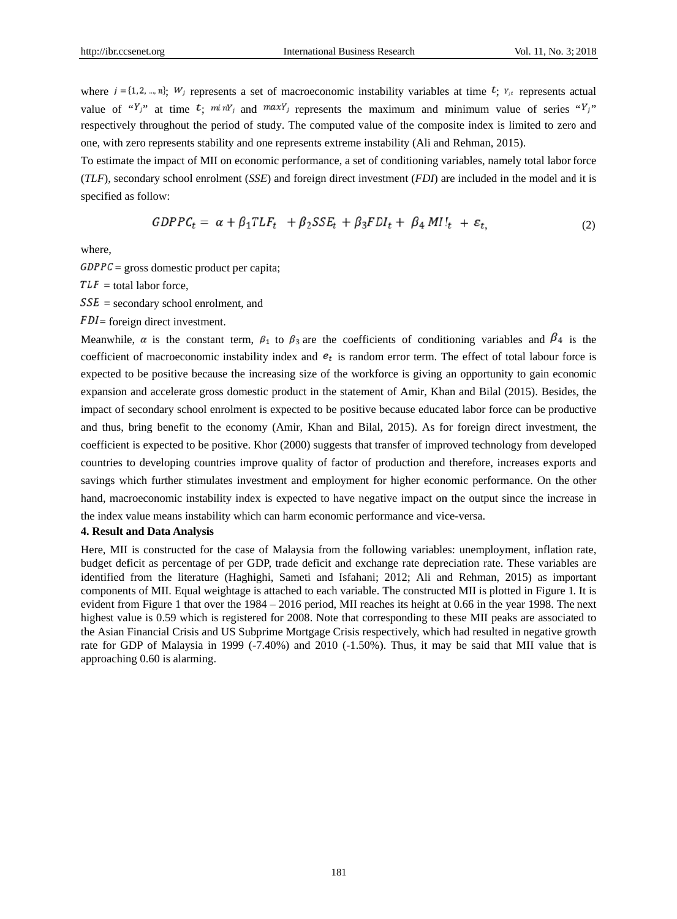where $j = \{1, 2, ..., n\}$; $W_j$ represents a set of macroeconomic instability variables at time $t$; $Y_{jt}$ represents actual value of "$Y_j$" at time $t$; $minY_j$ and $maxY_j$ represents the maximum and minimum value of series "$Y_j$" respectively throughout the period of study. The computed value of the composite index is limited to zero and one, with zero represents stability and one represents extreme instability (Ali and Rehman, 2015).

To estimate the impact of MII on economic performance, a set of conditioning variables, namely total labor force (*TLF*), secondary school enrolment (*SSE*) and foreign direct investment (*FDI*) are included in the model and it is specified as follow:

$$GDPPC_t = \alpha + \beta_1 TLF_t + \beta_2 SSE_t + \beta_3 FDI_t + \beta_4 MII_t + \varepsilon_t, \quad (2)$$

where,

$GDPPC$ = gross domestic product per capita;

$TLF$ = total labor force,

$SSE$ = secondary school enrolment, and

$FDI$ = foreign direct investment.

Meanwhile, $\alpha$ is the constant term, $\beta_1$ to $\beta_3$ are the coefficients of conditioning variables and $\beta_4$ is the coefficient of macroeconomic instability index and $e_t$ is random error term. The effect of total labour force is expected to be positive because the increasing size of the workforce is giving an opportunity to gain economic expansion and accelerate gross domestic product in the statement of Amir, Khan and Bilal (2015). Besides, the impact of secondary school enrolment is expected to be positive because educated labor force can be productive and thus, bring benefit to the economy (Amir, Khan and Bilal, 2015). As for foreign direct investment, the coefficient is expected to be positive. Khor (2000) suggests that transfer of improved technology from developed countries to developing countries improve quality of factor of production and therefore, increases exports and savings which further stimulates investment and employment for higher economic performance. On the other hand, macroeconomic instability index is expected to have negative impact on the output since the increase in the index value means instability which can harm economic performance and vice-versa.

**4. Result and Data Analysis**

Here, MII is constructed for the case of Malaysia from the following variables: unemployment, inflation rate, budget deficit as percentage of per GDP, trade deficit and exchange rate depreciation rate. These variables are identified from the literature (Haghighi, Sameti and Isfahani; 2012; Ali and Rehman, 2015) as important components of MII. Equal weightage is attached to each variable. The constructed MII is plotted in Figure 1. It is evident from Figure 1 that over the 1984 – 2016 period, MII reaches its height at 0.66 in the year 1998. The next highest value is 0.59 which is registered for 2008. Note that corresponding to these MII peaks are associated to the Asian Financial Crisis and US Subprime Mortgage Crisis respectively, which had resulted in negative growth rate for GDP of Malaysia in 1999 (-7.40%) and 2010 (-1.50%). Thus, it may be said that MII value that is approaching 0.60 is alarming.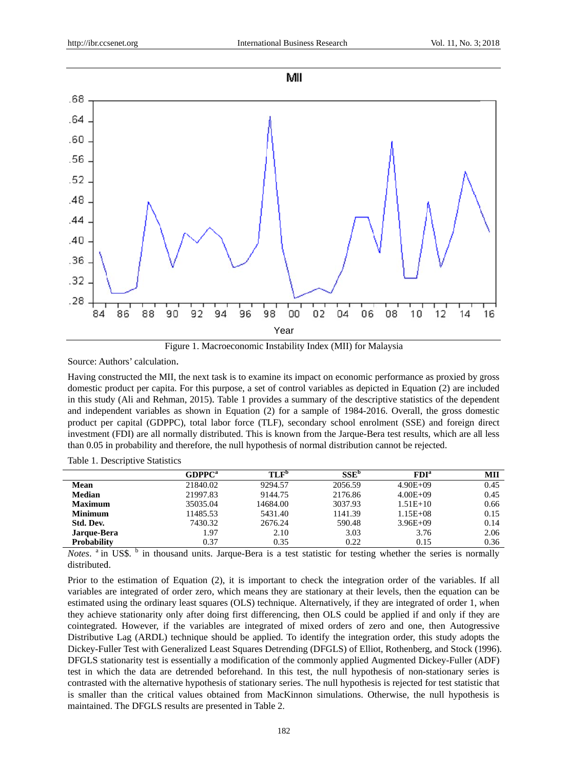Figure 1. Macroeconomic Instability Index (MII) for Malaysia

Source: Authors' calculation.

Having constructed the MII, the next task is to examine its impact on economic performance as proxied by gross domestic product per capita. For this purpose, a set of control variables as depicted in Equation (2) are included in this study (Ali and Rehman, 2015). Table 1 provides a summary of the descriptive statistics of the dependent and independent variables as shown in Equation (2) for a sample of 1984-2016. Overall, the gross domestic product per capital (GDPPC), total labor force (TLF), secondary school enrolment (SSE) and foreign direct investment (FDI) are all normally distributed. This is known from the Jarque-Bera test results, which are all less than 0.05 in probability and therefore, the null hypothesis of normal distribution cannot be rejected.

Table 1. Descriptive Statistics

| | GDPPC[a] | TLF[b] | SSE[b] | FDI[a] | MII |
|---|---|---|---|---|---|
| **Mean** | 21840.02 | 9294.57 | 2056.59 | 4.90E+09 | 0.45 |
| **Median** | 21997.83 | 9144.75 | 2176.86 | 4.00E+09 | 0.45 |
| **Maximum** | 35035.04 | 14684.00 | 3037.93 | 1.51E+10 | 0.66 |
| **Minimum** | 11485.53 | 5431.40 | 1141.39 | 1.15E+08 | 0.15 |
| **Std. Dev.** | 7430.32 | 2676.24 | 590.48 | 3.96E+09 | 0.14 |
| **Jarque-Bera** | 1.97 | 2.10 | 3.03 | 3.76 | 2.06 |
| **Probability** | 0.37 | 0.35 | 0.22 | 0.15 | 0.36 |

*Notes*. [a] in US$. [b] in thousand units. Jarque-Bera is a test statistic for testing whether the series is normally distributed.

Prior to the estimation of Equation (2), it is important to check the integration order of the variables. If all variables are integrated of order zero, which means they are stationary at their levels, then the equation can be estimated using the ordinary least squares (OLS) technique. Alternatively, if they are integrated of order 1, when they achieve stationarity only after doing first differencing, then OLS could be applied if and only if they are cointegrated. However, if the variables are integrated of mixed orders of zero and one, then Autogressive Distributive Lag (ARDL) technique should be applied. To identify the integration order, this study adopts the Dickey-Fuller Test with Generalized Least Squares Detrending (DFGLS) of Elliot, Rothenberg, and Stock (1996). DFGLS stationarity test is essentially a modification of the commonly applied Augmented Dickey-Fuller (ADF) test in which the data are detrended beforehand. In this test, the null hypothesis of non-stationary series is contrasted with the alternative hypothesis of stationary series. The null hypothesis is rejected for test statistic that is smaller than the critical values obtained from MacKinnon simulations. Otherwise, the null hypothesis is maintained. The DFGLS results are presented in Table 2.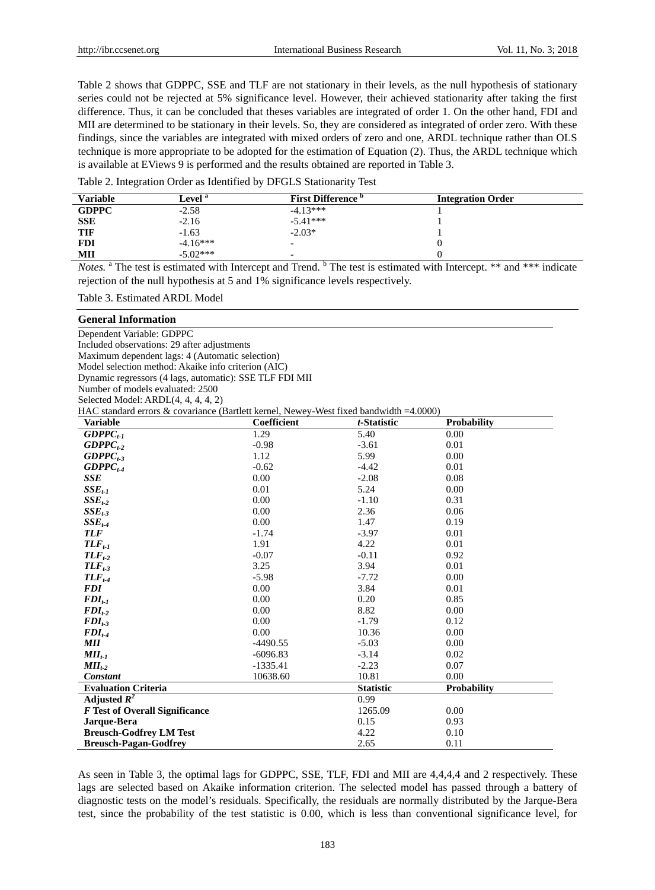Table 2 shows that GDPPC, SSE and TLF are not stationary in their levels, as the null hypothesis of stationary series could not be rejected at 5% significance level. However, their achieved stationarity after taking the first difference. Thus, it can be concluded that theses variables are integrated of order 1. On the other hand, FDI and MII are determined to be stationary in their levels. So, they are considered as integrated of order zero. With these findings, since the variables are integrated with mixed orders of zero and one, ARDL technique rather than OLS technique is more appropriate to be adopted for the estimation of Equation (2). Thus, the ARDL technique which is available at EViews 9 is performed and the results obtained are reported in Table 3.

Table 2. Integration Order as Identified by DFGLS Stationarity Test

| Variable | Level [a] | First Difference [b] | Integration Order |
|---|---|---|---|
| **GDPPC** | -2.58 | -4.13*** | 1 |
| **SSE** | -2.16 | -5.41*** | 1 |
| **TIF** | -1.63 | -2.03* | 1 |
| **FDI** | -4.16*** | - | 0 |
| **MII** | -5.02*** | - | 0 |

*Notes.* [a] The test is estimated with Intercept and Trend. [b] The test is estimated with Intercept. ** and *** indicate rejection of the null hypothesis at 5 and 1% significance levels respectively.

Table 3. Estimated ARDL Model

**General Information**

Dependent Variable: GDPPC
Included observations: 29 after adjustments
Maximum dependent lags: 4 (Automatic selection)
Model selection method: Akaike info criterion (AIC)
Dynamic regressors (4 lags, automatic): SSE TLF FDI MII
Number of models evaluated: 2500
Selected Model: ARDL(4, 4, 4, 4, 2)
HAC standard errors & covariance (Bartlett kernel, Newey-West fixed bandwidth =4.0000)

| Variable | Coefficient | *t*-Statistic | Probability |
|---|---|---|---|
| $GDPPC_{t-1}$ | 1.29 | 5.40 | 0.00 |
| $GDPPC_{t-2}$ | -0.98 | -3.61 | 0.01 |
| $GDPPC_{t-3}$ | 1.12 | 5.99 | 0.00 |
| $GDPPC_{t-4}$ | -0.62 | -4.42 | 0.01 |
| $SSE$ | 0.00 | -2.08 | 0.08 |
| $SSE_{t-1}$ | 0.01 | 5.24 | 0.00 |
| $SSE_{t-2}$ | 0.00 | -1.10 | 0.31 |
| $SSE_{t-3}$ | 0.00 | 2.36 | 0.06 |
| $SSE_{t-4}$ | 0.00 | 1.47 | 0.19 |
| $TLF$ | -1.74 | -3.97 | 0.01 |
| $TLF_{t-1}$ | 1.91 | 4.22 | 0.01 |
| $TLF_{t-2}$ | -0.07 | -0.11 | 0.92 |
| $TLF_{t-3}$ | 3.25 | 3.94 | 0.01 |
| $TLF_{t-4}$ | -5.98 | -7.72 | 0.00 |
| $FDI$ | 0.00 | 3.84 | 0.01 |
| $FDI_{t-1}$ | 0.00 | 0.20 | 0.85 |
| $FDI_{t-2}$ | 0.00 | 8.82 | 0.00 |
| $FDI_{t-3}$ | 0.00 | -1.79 | 0.12 |
| $FDI_{t-4}$ | 0.00 | 10.36 | 0.00 |
| $MII$ | -4490.55 | -5.03 | 0.00 |
| $MII_{t-1}$ | -6096.83 | -3.14 | 0.02 |
| $MII_{t-2}$ | -1335.41 | -2.23 | 0.07 |
| ***Constant*** | 10638.60 | 10.81 | 0.00 |
| **Evaluation Criteria** | | **Statistic** | **Probability** |
| **Adjusted $R^2$** | | 0.99 | |
| ***F* Test of Overall Significance** | | 1265.09 | 0.00 |
| **Jarque-Bera** | | 0.15 | 0.93 |
| **Breusch-Godfrey LM Test** | | 4.22 | 0.10 |
| **Breusch-Pagan-Godfrey** | | 2.65 | 0.11 |

As seen in Table 3, the optimal lags for GDPPC, SSE, TLF, FDI and MII are 4,4,4,4 and 2 respectively. These lags are selected based on Akaike information criterion. The selected model has passed through a battery of diagnostic tests on the model's residuals. Specifically, the residuals are normally distributed by the Jarque-Bera test, since the probability of the test statistic is 0.00, which is less than conventional significance level, for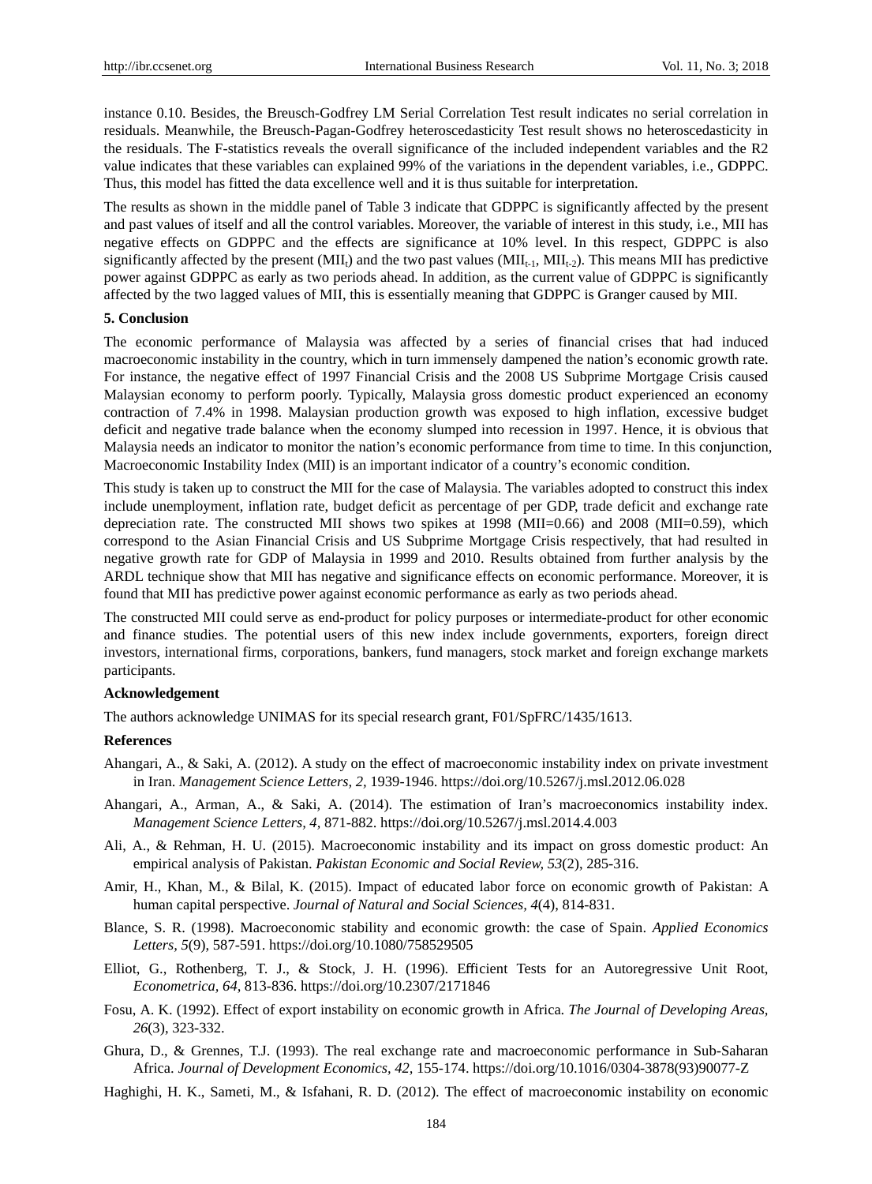instance 0.10. Besides, the Breusch-Godfrey LM Serial Correlation Test result indicates no serial correlation in residuals. Meanwhile, the Breusch-Pagan-Godfrey heteroscedasticity Test result shows no heteroscedasticity in the residuals. The F-statistics reveals the overall significance of the included independent variables and the R2 value indicates that these variables can explained 99% of the variations in the dependent variables, i.e., GDPPC. Thus, this model has fitted the data excellence well and it is thus suitable for interpretation.

The results as shown in the middle panel of Table 3 indicate that GDPPC is significantly affected by the present and past values of itself and all the control variables. Moreover, the variable of interest in this study, i.e., MII has negative effects on GDPPC and the effects are significance at 10% level. In this respect, GDPPC is also significantly affected by the present ($MII_t$) and the two past values ($MII_{t-1}$, $MII_{t-2}$). This means MII has predictive power against GDPPC as early as two periods ahead. In addition, as the current value of GDPPC is significantly affected by the two lagged values of MII, this is essentially meaning that GDPPC is Granger caused by MII.

## 5. Conclusion

The economic performance of Malaysia was affected by a series of financial crises that had induced macroeconomic instability in the country, which in turn immensely dampened the nation's economic growth rate. For instance, the negative effect of 1997 Financial Crisis and the 2008 US Subprime Mortgage Crisis caused Malaysian economy to perform poorly. Typically, Malaysia gross domestic product experienced an economy contraction of 7.4% in 1998. Malaysian production growth was exposed to high inflation, excessive budget deficit and negative trade balance when the economy slumped into recession in 1997. Hence, it is obvious that Malaysia needs an indicator to monitor the nation's economic performance from time to time. In this conjunction, Macroeconomic Instability Index (MII) is an important indicator of a country's economic condition.

This study is taken up to construct the MII for the case of Malaysia. The variables adopted to construct this index include unemployment, inflation rate, budget deficit as percentage of per GDP, trade deficit and exchange rate depreciation rate. The constructed MII shows two spikes at 1998 (MII=0.66) and 2008 (MII=0.59), which correspond to the Asian Financial Crisis and US Subprime Mortgage Crisis respectively, that had resulted in negative growth rate for GDP of Malaysia in 1999 and 2010. Results obtained from further analysis by the ARDL technique show that MII has negative and significance effects on economic performance. Moreover, it is found that MII has predictive power against economic performance as early as two periods ahead.

The constructed MII could serve as end-product for policy purposes or intermediate-product for other economic and finance studies. The potential users of this new index include governments, exporters, foreign direct investors, international firms, corporations, bankers, fund managers, stock market and foreign exchange markets participants.

## Acknowledgement

The authors acknowledge UNIMAS for its special research grant, F01/SpFRC/1435/1613.

## References

Ahangari, A., & Saki, A. (2012). A study on the effect of macroeconomic instability index on private investment in Iran. *Management Science Letters, 2,* 1939-1946. https://doi.org/10.5267/j.msl.2012.06.028

Ahangari, A., Arman, A., & Saki, A. (2014). The estimation of Iran's macroeconomics instability index. *Management Science Letters, 4,* 871-882. https://doi.org/10.5267/j.msl.2014.4.003

Ali, A., & Rehman, H. U. (2015). Macroeconomic instability and its impact on gross domestic product: An empirical analysis of Pakistan. *Pakistan Economic and Social Review, 53*(2), 285-316.

Amir, H., Khan, M., & Bilal, K. (2015). Impact of educated labor force on economic growth of Pakistan: A human capital perspective. *Journal of Natural and Social Sciences, 4*(4), 814-831.

Blance, S. R. (1998). Macroeconomic stability and economic growth: the case of Spain. *Applied Economics Letters, 5*(9), 587-591. https://doi.org/10.1080/758529505

Elliot, G., Rothenberg, T. J., & Stock, J. H. (1996). Efficient Tests for an Autoregressive Unit Root, *Econometrica, 64,* 813-836. https://doi.org/10.2307/2171846

Fosu, A. K. (1992). Effect of export instability on economic growth in Africa. *The Journal of Developing Areas, 26*(3), 323-332.

Ghura, D., & Grennes, T.J. (1993). The real exchange rate and macroeconomic performance in Sub-Saharan Africa. *Journal of Development Economics, 42,* 155-174. https://doi.org/10.1016/0304-3878(93)90077-Z

Haghighi, H. K., Sameti, M., & Isfahani, R. D. (2012). The effect of macroeconomic instability on economic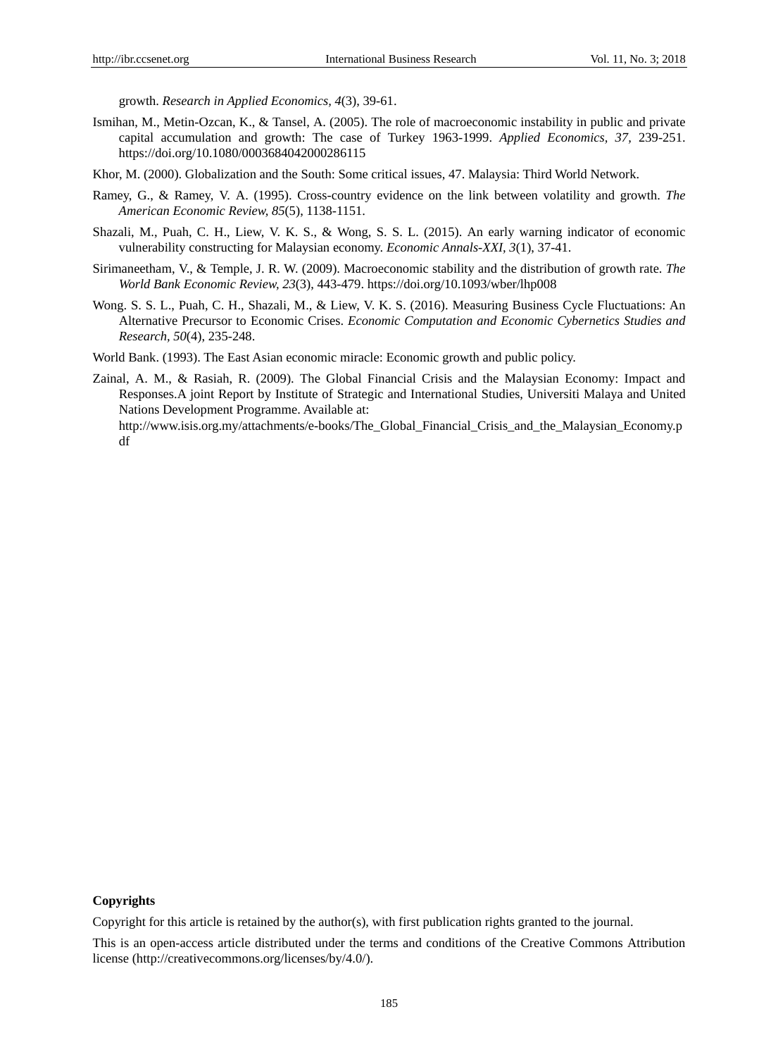growth. *Research in Applied Economics, 4*(3), 39-61.

Ismihan, M., Metin-Ozcan, K., & Tansel, A. (2005). The role of macroeconomic instability in public and private capital accumulation and growth: The case of Turkey 1963-1999. *Applied Economics, 37,* 239-251. https://doi.org/10.1080/0003684042000286115

Khor, M. (2000). Globalization and the South: Some critical issues, 47. Malaysia: Third World Network.

Ramey, G., & Ramey, V. A. (1995). Cross-country evidence on the link between volatility and growth. *The American Economic Review, 85*(5), 1138-1151.

Shazali, M., Puah, C. H., Liew, V. K. S., & Wong, S. S. L. (2015). An early warning indicator of economic vulnerability constructing for Malaysian economy. *Economic Annals-XXI, 3*(1), 37-41.

Sirimaneetham, V., & Temple, J. R. W. (2009). Macroeconomic stability and the distribution of growth rate. *The World Bank Economic Review, 23*(3), 443-479. https://doi.org/10.1093/wber/lhp008

Wong. S. S. L., Puah, C. H., Shazali, M., & Liew, V. K. S. (2016). Measuring Business Cycle Fluctuations: An Alternative Precursor to Economic Crises. *Economic Computation and Economic Cybernetics Studies and Research, 50*(4), 235-248.

World Bank. (1993). The East Asian economic miracle: Economic growth and public policy.

Zainal, A. M., & Rasiah, R. (2009). The Global Financial Crisis and the Malaysian Economy: Impact and Responses.A joint Report by Institute of Strategic and International Studies, Universiti Malaya and United Nations Development Programme. Available at: http://www.isis.org.my/attachments/e-books/The_Global_Financial_Crisis_and_the_Malaysian_Economy.pdf

**Copyrights**

Copyright for this article is retained by the author(s), with first publication rights granted to the journal.

This is an open-access article distributed under the terms and conditions of the Creative Commons Attribution license (http://creativecommons.org/licenses/by/4.0/).